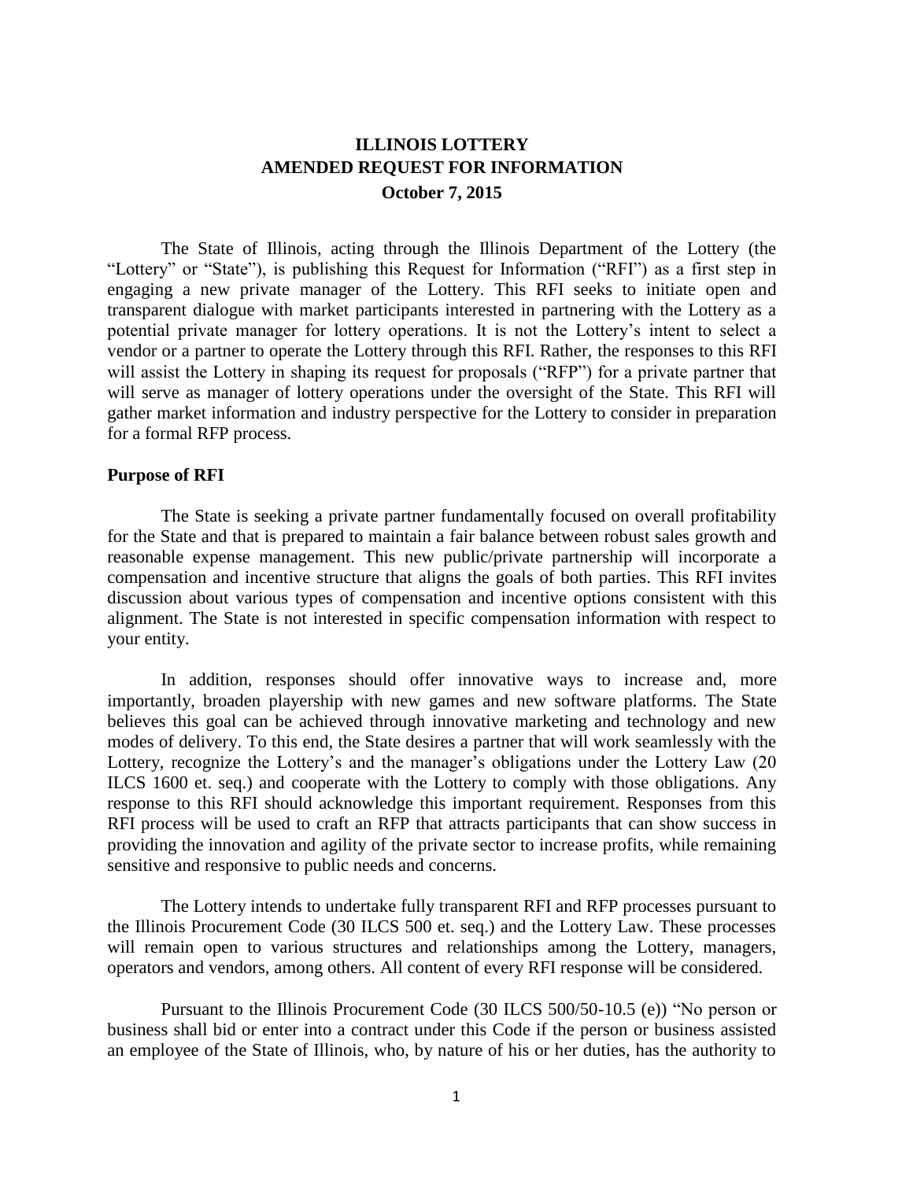# ILLINOIS LOTTERY
# AMENDED REQUEST FOR INFORMATION
**October 7, 2015**

The State of Illinois, acting through the Illinois Department of the Lottery (the "Lottery" or "State"), is publishing this Request for Information ("RFI") as a first step in engaging a new private manager of the Lottery. This RFI seeks to initiate open and transparent dialogue with market participants interested in partnering with the Lottery as a potential private manager for lottery operations. It is not the Lottery's intent to select a vendor or a partner to operate the Lottery through this RFI. Rather, the responses to this RFI will assist the Lottery in shaping its request for proposals ("RFP") for a private partner that will serve as manager of lottery operations under the oversight of the State. This RFI will gather market information and industry perspective for the Lottery to consider in preparation for a formal RFP process.

## Purpose of RFI

The State is seeking a private partner fundamentally focused on overall profitability for the State and that is prepared to maintain a fair balance between robust sales growth and reasonable expense management. This new public/private partnership will incorporate a compensation and incentive structure that aligns the goals of both parties. This RFI invites discussion about various types of compensation and incentive options consistent with this alignment. The State is not interested in specific compensation information with respect to your entity.

In addition, responses should offer innovative ways to increase and, more importantly, broaden playership with new games and new software platforms. The State believes this goal can be achieved through innovative marketing and technology and new modes of delivery. To this end, the State desires a partner that will work seamlessly with the Lottery, recognize the Lottery's and the manager's obligations under the Lottery Law (20 ILCS 1600 et. seq.) and cooperate with the Lottery to comply with those obligations. Any response to this RFI should acknowledge this important requirement. Responses from this RFI process will be used to craft an RFP that attracts participants that can show success in providing the innovation and agility of the private sector to increase profits, while remaining sensitive and responsive to public needs and concerns.

The Lottery intends to undertake fully transparent RFI and RFP processes pursuant to the Illinois Procurement Code (30 ILCS 500 et. seq.) and the Lottery Law. These processes will remain open to various structures and relationships among the Lottery, managers, operators and vendors, among others. All content of every RFI response will be considered.

Pursuant to the Illinois Procurement Code (30 ILCS 500/50-10.5 (e)) "No person or business shall bid or enter into a contract under this Code if the person or business assisted an employee of the State of Illinois, who, by nature of his or her duties, has the authority to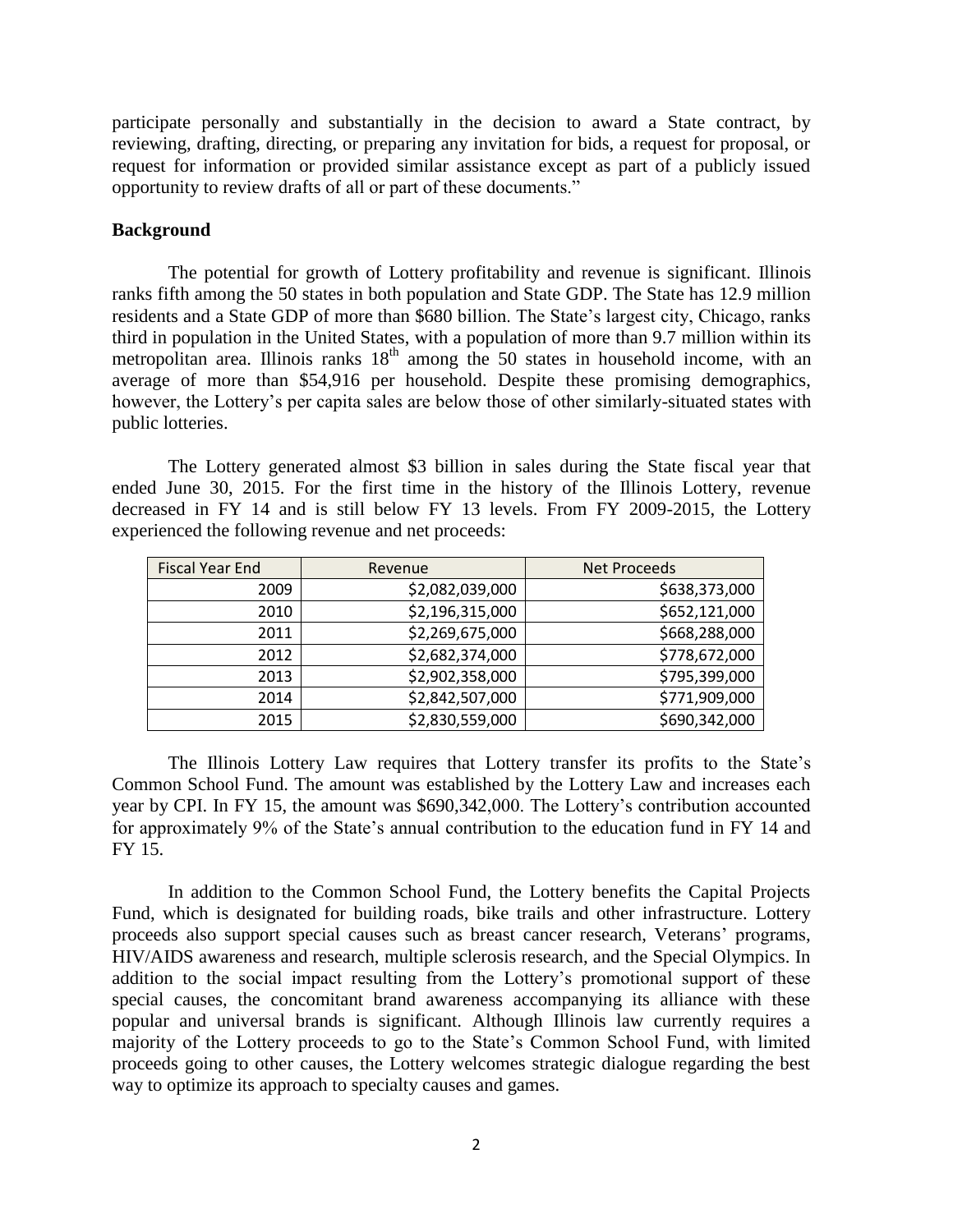participate personally and substantially in the decision to award a State contract, by reviewing, drafting, directing, or preparing any invitation for bids, a request for proposal, or request for information or provided similar assistance except as part of a publicly issued opportunity to review drafts of all or part of these documents."

**Background**

The potential for growth of Lottery profitability and revenue is significant. Illinois ranks fifth among the 50 states in both population and State GDP. The State has 12.9 million residents and a State GDP of more than $680 billion. The State's largest city, Chicago, ranks third in population in the United States, with a population of more than 9.7 million within its metropolitan area. Illinois ranks 18th among the 50 states in household income, with an average of more than $54,916 per household. Despite these promising demographics, however, the Lottery's per capita sales are below those of other similarly-situated states with public lotteries.

The Lottery generated almost $3 billion in sales during the State fiscal year that ended June 30, 2015. For the first time in the history of the Illinois Lottery, revenue decreased in FY 14 and is still below FY 13 levels. From FY 2009-2015, the Lottery experienced the following revenue and net proceeds:

| Fiscal Year End | Revenue | Net Proceeds |
|---|---|---|
| 2009 | $2,082,039,000 | $638,373,000 |
| 2010 | $2,196,315,000 | $652,121,000 |
| 2011 | $2,269,675,000 | $668,288,000 |
| 2012 | $2,682,374,000 | $778,672,000 |
| 2013 | $2,902,358,000 | $795,399,000 |
| 2014 | $2,842,507,000 | $771,909,000 |
| 2015 | $2,830,559,000 | $690,342,000 |

The Illinois Lottery Law requires that Lottery transfer its profits to the State's Common School Fund. The amount was established by the Lottery Law and increases each year by CPI. In FY 15, the amount was $690,342,000. The Lottery's contribution accounted for approximately 9% of the State's annual contribution to the education fund in FY 14 and FY 15.

In addition to the Common School Fund, the Lottery benefits the Capital Projects Fund, which is designated for building roads, bike trails and other infrastructure. Lottery proceeds also support special causes such as breast cancer research, Veterans' programs, HIV/AIDS awareness and research, multiple sclerosis research, and the Special Olympics. In addition to the social impact resulting from the Lottery's promotional support of these special causes, the concomitant brand awareness accompanying its alliance with these popular and universal brands is significant. Although Illinois law currently requires a majority of the Lottery proceeds to go to the State's Common School Fund, with limited proceeds going to other causes, the Lottery welcomes strategic dialogue regarding the best way to optimize its approach to specialty causes and games.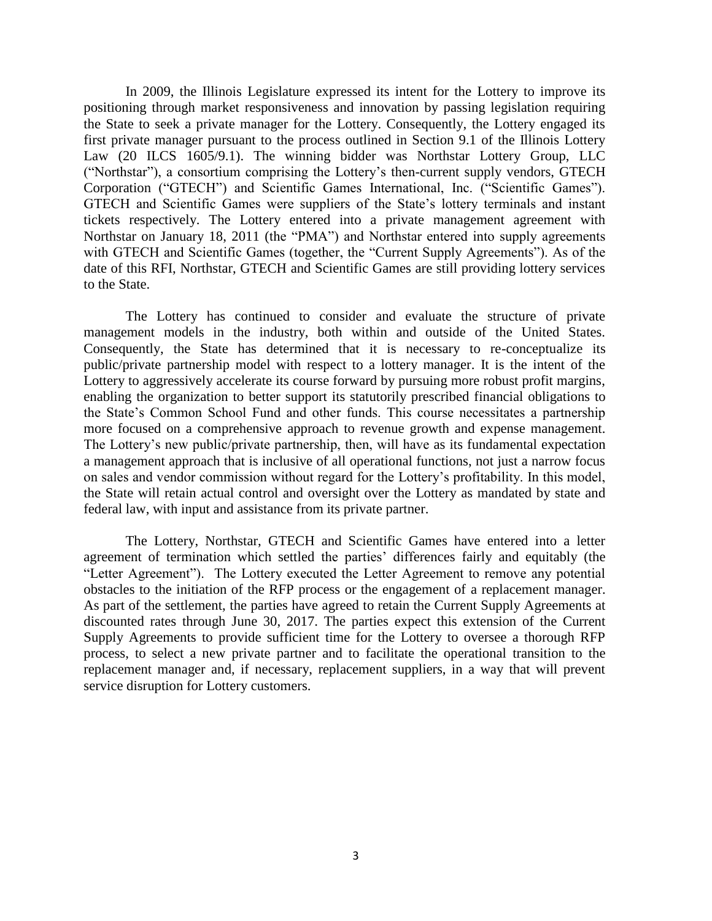In 2009, the Illinois Legislature expressed its intent for the Lottery to improve its positioning through market responsiveness and innovation by passing legislation requiring the State to seek a private manager for the Lottery. Consequently, the Lottery engaged its first private manager pursuant to the process outlined in Section 9.1 of the Illinois Lottery Law (20 ILCS 1605/9.1). The winning bidder was Northstar Lottery Group, LLC ("Northstar"), a consortium comprising the Lottery's then-current supply vendors, GTECH Corporation ("GTECH") and Scientific Games International, Inc. ("Scientific Games"). GTECH and Scientific Games were suppliers of the State's lottery terminals and instant tickets respectively. The Lottery entered into a private management agreement with Northstar on January 18, 2011 (the "PMA") and Northstar entered into supply agreements with GTECH and Scientific Games (together, the "Current Supply Agreements"). As of the date of this RFI, Northstar, GTECH and Scientific Games are still providing lottery services to the State.

The Lottery has continued to consider and evaluate the structure of private management models in the industry, both within and outside of the United States. Consequently, the State has determined that it is necessary to re-conceptualize its public/private partnership model with respect to a lottery manager. It is the intent of the Lottery to aggressively accelerate its course forward by pursuing more robust profit margins, enabling the organization to better support its statutorily prescribed financial obligations to the State's Common School Fund and other funds. This course necessitates a partnership more focused on a comprehensive approach to revenue growth and expense management. The Lottery's new public/private partnership, then, will have as its fundamental expectation a management approach that is inclusive of all operational functions, not just a narrow focus on sales and vendor commission without regard for the Lottery's profitability. In this model, the State will retain actual control and oversight over the Lottery as mandated by state and federal law, with input and assistance from its private partner.

The Lottery, Northstar, GTECH and Scientific Games have entered into a letter agreement of termination which settled the parties' differences fairly and equitably (the "Letter Agreement"). The Lottery executed the Letter Agreement to remove any potential obstacles to the initiation of the RFP process or the engagement of a replacement manager. As part of the settlement, the parties have agreed to retain the Current Supply Agreements at discounted rates through June 30, 2017. The parties expect this extension of the Current Supply Agreements to provide sufficient time for the Lottery to oversee a thorough RFP process, to select a new private partner and to facilitate the operational transition to the replacement manager and, if necessary, replacement suppliers, in a way that will prevent service disruption for Lottery customers.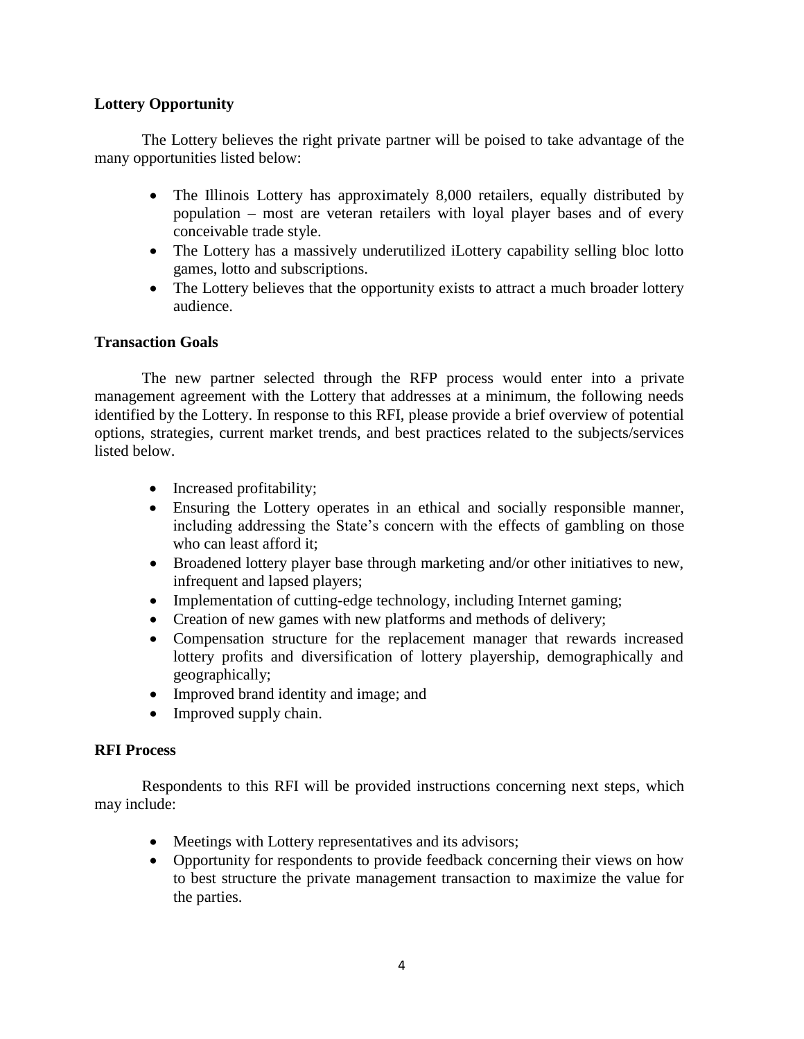**Lottery Opportunity**

The Lottery believes the right private partner will be poised to take advantage of the many opportunities listed below:

- The Illinois Lottery has approximately 8,000 retailers, equally distributed by population – most are veteran retailers with loyal player bases and of every conceivable trade style.
- The Lottery has a massively underutilized iLottery capability selling bloc lotto games, lotto and subscriptions.
- The Lottery believes that the opportunity exists to attract a much broader lottery audience.

**Transaction Goals**

The new partner selected through the RFP process would enter into a private management agreement with the Lottery that addresses at a minimum, the following needs identified by the Lottery. In response to this RFI, please provide a brief overview of potential options, strategies, current market trends, and best practices related to the subjects/services listed below.

- Increased profitability;
- Ensuring the Lottery operates in an ethical and socially responsible manner, including addressing the State's concern with the effects of gambling on those who can least afford it;
- Broadened lottery player base through marketing and/or other initiatives to new, infrequent and lapsed players;
- Implementation of cutting-edge technology, including Internet gaming;
- Creation of new games with new platforms and methods of delivery;
- Compensation structure for the replacement manager that rewards increased lottery profits and diversification of lottery playership, demographically and geographically;
- Improved brand identity and image; and
- Improved supply chain.

**RFI Process**

Respondents to this RFI will be provided instructions concerning next steps, which may include:

- Meetings with Lottery representatives and its advisors;
- Opportunity for respondents to provide feedback concerning their views on how to best structure the private management transaction to maximize the value for the parties.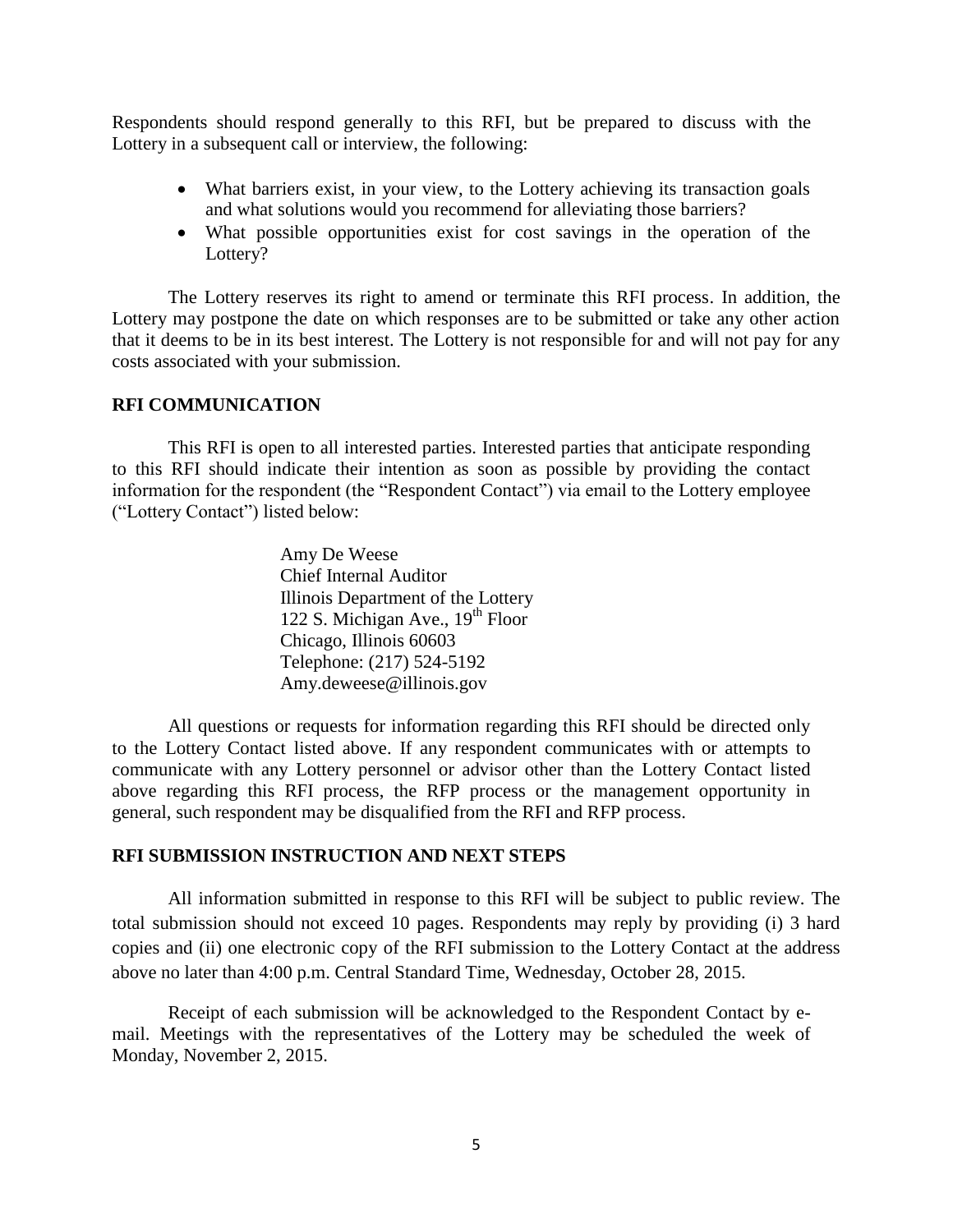Respondents should respond generally to this RFI, but be prepared to discuss with the Lottery in a subsequent call or interview, the following:

- What barriers exist, in your view, to the Lottery achieving its transaction goals and what solutions would you recommend for alleviating those barriers?
- What possible opportunities exist for cost savings in the operation of the Lottery?

The Lottery reserves its right to amend or terminate this RFI process. In addition, the Lottery may postpone the date on which responses are to be submitted or take any other action that it deems to be in its best interest. The Lottery is not responsible for and will not pay for any costs associated with your submission.

## RFI COMMUNICATION

This RFI is open to all interested parties. Interested parties that anticipate responding to this RFI should indicate their intention as soon as possible by providing the contact information for the respondent (the "Respondent Contact") via email to the Lottery employee ("Lottery Contact") listed below:

Amy De Weese
Chief Internal Auditor
Illinois Department of the Lottery
122 S. Michigan Ave., 19th Floor
Chicago, Illinois 60603
Telephone: (217) 524-5192
Amy.deweese@illinois.gov

All questions or requests for information regarding this RFI should be directed only to the Lottery Contact listed above. If any respondent communicates with or attempts to communicate with any Lottery personnel or advisor other than the Lottery Contact listed above regarding this RFI process, the RFP process or the management opportunity in general, such respondent may be disqualified from the RFI and RFP process.

## RFI SUBMISSION INSTRUCTION AND NEXT STEPS

All information submitted in response to this RFI will be subject to public review. The total submission should not exceed 10 pages. Respondents may reply by providing (i) 3 hard copies and (ii) one electronic copy of the RFI submission to the Lottery Contact at the address above no later than 4:00 p.m. Central Standard Time, Wednesday, October 28, 2015.

Receipt of each submission will be acknowledged to the Respondent Contact by e-mail. Meetings with the representatives of the Lottery may be scheduled the week of Monday, November 2, 2015.